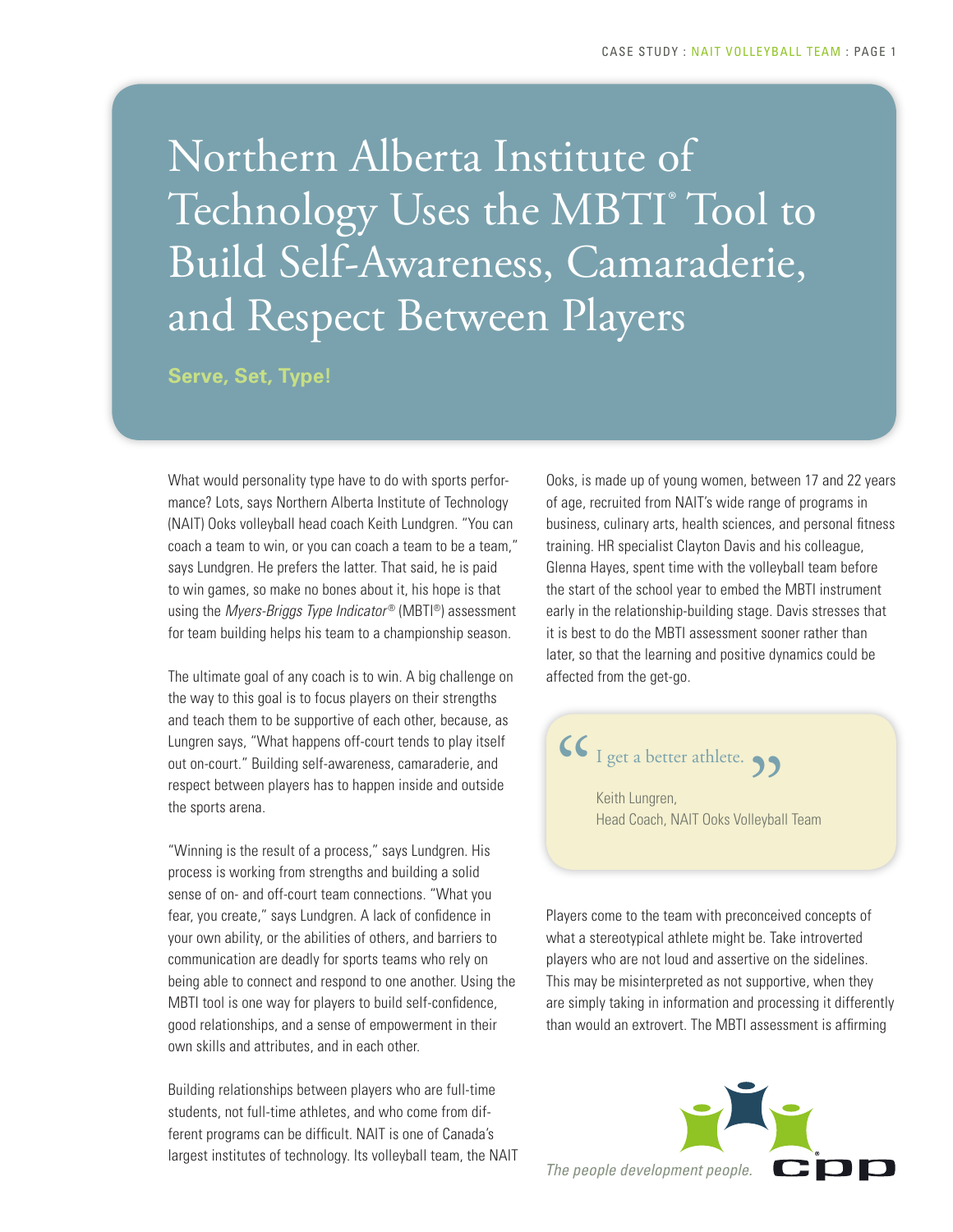# Northern Alberta Institute of Technology Uses the MBTI® Tool to Build Self-Awareness, Camaraderie, and Respect Between Players

**Serve, Set, Type!**

What would personality type have to do with sports performance? Lots, says Northern Alberta Institute of Technology (NAIT) Ooks volleyball head coach Keith Lundgren. "You can coach a team to win, or you can coach a team to be a team," says Lundgren. He prefers the latter. That said, he is paid to win games, so make no bones about it, his hope is that using the *Myers-Briggs Type Indicator®* (MBTI®) assessment for team building helps his team to a championship season.

The ultimate goal of any coach is to win. A big challenge on the way to this goal is to focus players on their strengths and teach them to be supportive of each other, because, as Lungren says, "What happens off-court tends to play itself out on-court." Building self-awareness, camaraderie, and respect between players has to happen inside and outside the sports arena.

"Winning is the result of a process," says Lundgren. His process is working from strengths and building a solid sense of on- and off-court team connections. "What you fear, you create," says Lundgren. A lack of confidence in your own ability, or the abilities of others, and barriers to communication are deadly for sports teams who rely on being able to connect and respond to one another. Using the MBTI tool is one way for players to build self-confidence, good relationships, and a sense of empowerment in their own skills and attributes, and in each other.

Building relationships between players who are full-time students, not full-time athletes, and who come from different programs can be difficult. NAIT is one of Canada's largest institutes of technology. Its volleyball team, the NAIT Ooks, is made up of young women, between 17 and 22 years of age, recruited from NAIT's wide range of programs in business, culinary arts, health sciences, and personal fitness training. HR specialist Clayton Davis and his colleague, Glenna Hayes, spent time with the volleyball team before the start of the school year to embed the MBTI instrument early in the relationship-building stage. Davis stresses that it is best to do the MBTI assessment sooner rather than later, so that the learning and positive dynamics could be affected from the get-go.

> "I get a better athlete."
>
> Keith Lungren,
> Head Coach, NAIT Ooks Volleyball Team

Players come to the team with preconceived concepts of what a stereotypical athlete might be. Take introverted players who are not loud and assertive on the sidelines. This may be misinterpreted as not supportive, when they are simply taking in information and processing it differently than would an extrovert. The MBTI assessment is affirming

*The people development people.* cpp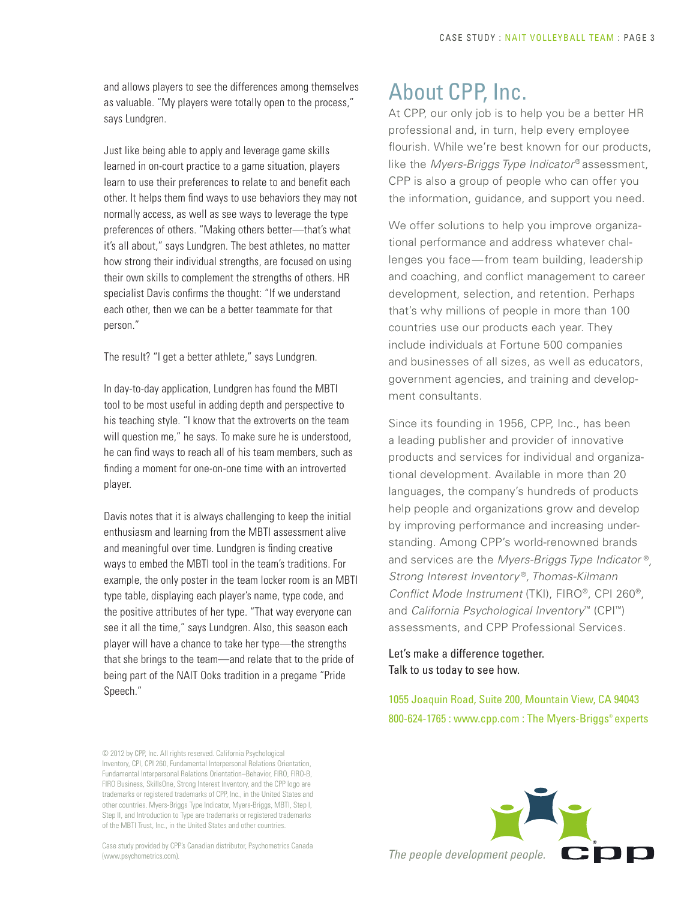and allows players to see the differences among themselves as valuable. "My players were totally open to the process," says Lundgren.

Just like being able to apply and leverage game skills learned in on-court practice to a game situation, players learn to use their preferences to relate to and benefit each other. It helps them find ways to use behaviors they may not normally access, as well as see ways to leverage the type preferences of others. "Making others better—that's what it's all about," says Lundgren. The best athletes, no matter how strong their individual strengths, are focused on using their own skills to complement the strengths of others. HR specialist Davis confirms the thought: "If we understand each other, then we can be a better teammate for that person."

The result? "I get a better athlete," says Lundgren.

In day-to-day application, Lundgren has found the MBTI tool to be most useful in adding depth and perspective to his teaching style. "I know that the extroverts on the team will question me," he says. To make sure he is understood, he can find ways to reach all of his team members, such as finding a moment for one-on-one time with an introverted player.

Davis notes that it is always challenging to keep the initial enthusiasm and learning from the MBTI assessment alive and meaningful over time. Lundgren is finding creative ways to embed the MBTI tool in the team's traditions. For example, the only poster in the team locker room is an MBTI type table, displaying each player's name, type code, and the positive attributes of her type. "That way everyone can see it all the time," says Lundgren. Also, this season each player will have a chance to take her type—the strengths that she brings to the team—and relate that to the pride of being part of the NAIT Ooks tradition in a pregame "Pride Speech."

© 2012 by CPP, Inc. All rights reserved. California Psychological Inventory, CPI, CPI 260, Fundamental Interpersonal Relations Orientation, Fundamental Interpersonal Relations Orientation–Behavior, FIRO, FIRO-B, FIRO Business, SkillsOne, Strong Interest Inventory, and the CPP logo are trademarks or registered trademarks of CPP, Inc., in the United States and other countries. Myers-Briggs Type Indicator, Myers-Briggs, MBTI, Step I, Step II, and Introduction to Type are trademarks or registered trademarks of the MBTI Trust, Inc., in the United States and other countries.

Case study provided by CPP's Canadian distributor, Psychometrics Canada (www.psychometrics.com).

# About CPP, Inc.

At CPP, our only job is to help you be a better HR professional and, in turn, help every employee flourish. While we're best known for our products, like the *Myers-Briggs Type Indicator®* assessment, CPP is also a group of people who can offer you the information, guidance, and support you need.

We offer solutions to help you improve organizational performance and address whatever challenges you face—from team building, leadership and coaching, and conflict management to career development, selection, and retention. Perhaps that's why millions of people in more than 100 countries use our products each year. They include individuals at Fortune 500 companies and businesses of all sizes, as well as educators, government agencies, and training and development consultants.

Since its founding in 1956, CPP, Inc., has been a leading publisher and provider of innovative products and services for individual and organizational development. Available in more than 20 languages, the company's hundreds of products help people and organizations grow and develop by improving performance and increasing understanding. Among CPP's world-renowned brands and services are the *Myers-Briggs Type Indicator®*, *Strong Interest Inventory®*, *Thomas-Kilmann Conflict Mode Instrument* (TKI), FIRO®, CPI 260®, and *California Psychological Inventory*™ (CPI™) assessments, and CPP Professional Services.

Let's make a difference together.
Talk to us today to see how.

1055 Joaquin Road, Suite 200, Mountain View, CA 94043
800-624-1765 : www.cpp.com : The Myers-Briggs® experts

*The people development people.*